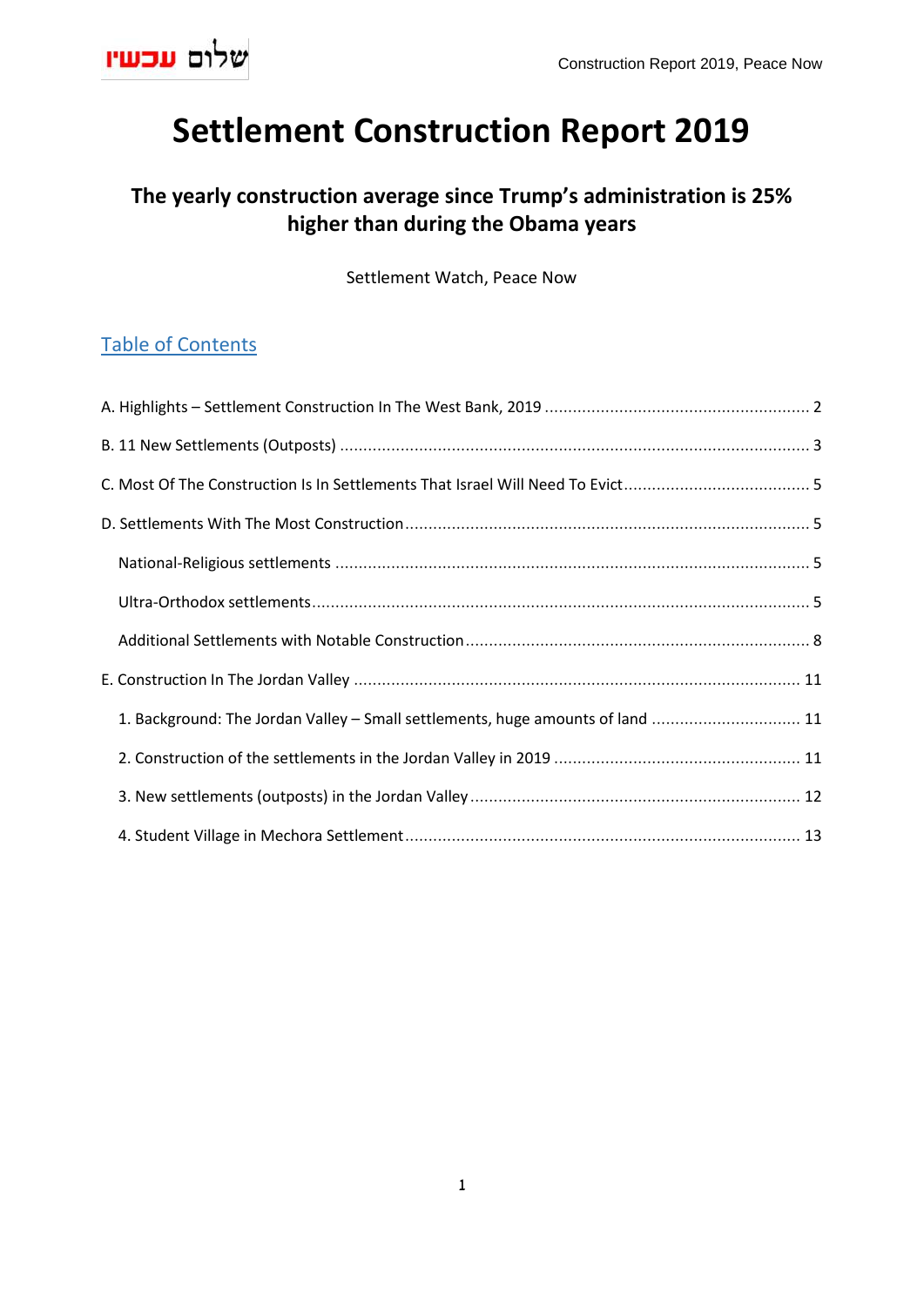# Settlement Construction Report 2019

## The yearly construction average since Trump's administration is 25% higher than during the Obama years

Settlement Watch, Peace Now

## Table of Contents

A. Highlights – Settlement Construction In The West Bank, 2019 ........ 2

B. 11 New Settlements (Outposts) ........ 3

C. Most Of The Construction Is In Settlements That Israel Will Need To Evict ........ 5

D. Settlements With The Most Construction ........ 5

- National-Religious settlements ........ 5
- Ultra-Orthodox settlements ........ 5
- Additional Settlements with Notable Construction ........ 8

E. Construction In The Jordan Valley ........ 11

1. Background: The Jordan Valley – Small settlements, huge amounts of land ........ 11
2. Construction of the settlements in the Jordan Valley in 2019 ........ 11
3. New settlements (outposts) in the Jordan Valley ........ 12
4. Student Village in Mechora Settlement ........ 13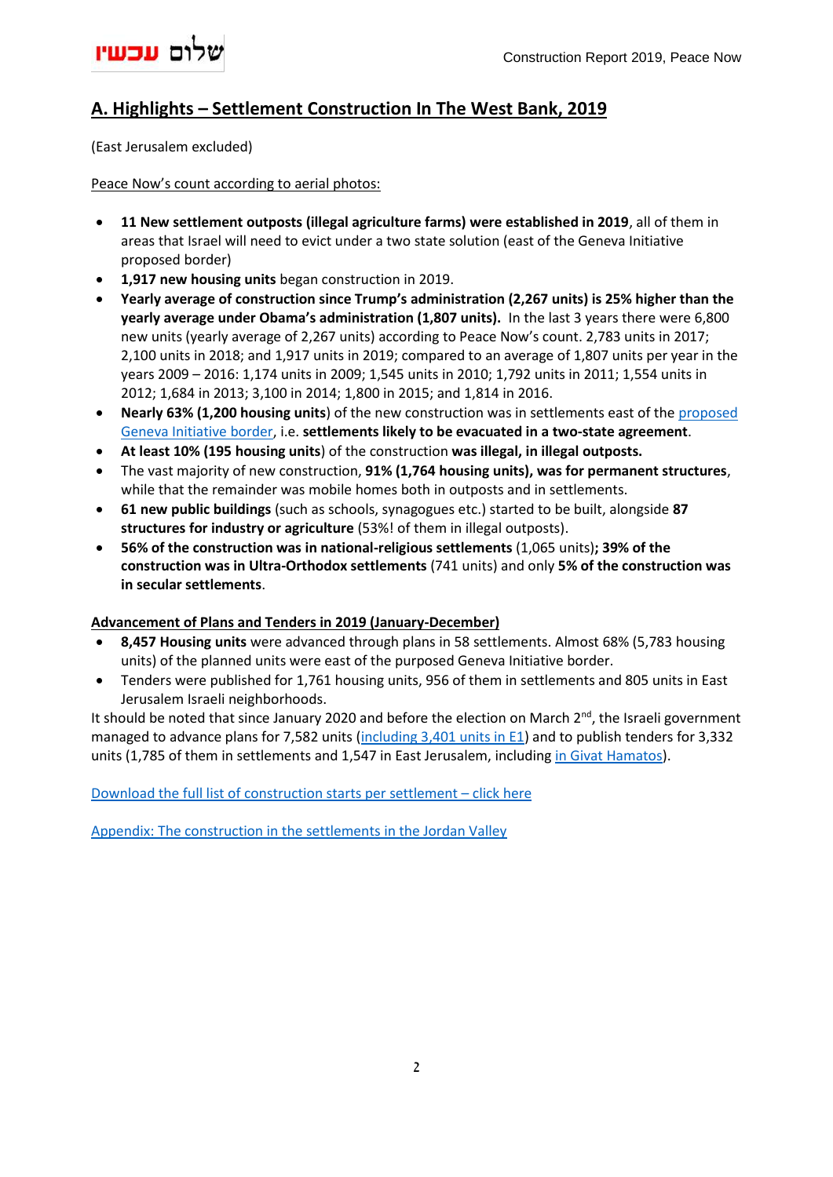## A. Highlights – Settlement Construction In The West Bank, 2019

(East Jerusalem excluded)

Peace Now's count according to aerial photos:

- **11 New settlement outposts (illegal agriculture farms) were established in 2019**, all of them in areas that Israel will need to evict under a two state solution (east of the Geneva Initiative proposed border)
- **1,917 new housing units** began construction in 2019.
- **Yearly average of construction since Trump's administration (2,267 units) is 25% higher than the yearly average under Obama's administration (1,807 units).** In the last 3 years there were 6,800 new units (yearly average of 2,267 units) according to Peace Now's count. 2,783 units in 2017; 2,100 units in 2018; and 1,917 units in 2019; compared to an average of 1,807 units per year in the years 2009 – 2016: 1,174 units in 2009; 1,545 units in 2010; 1,792 units in 2011; 1,554 units in 2012; 1,684 in 2013; 3,100 in 2014; 1,800 in 2015; and 1,814 in 2016.
- **Nearly 63% (1,200 housing units)** of the new construction was in settlements east of the proposed Geneva Initiative border, i.e. **settlements likely to be evacuated in a two-state agreement**.
- **At least 10% (195 housing units)** of the construction **was illegal, in illegal outposts.**
- The vast majority of new construction, **91% (1,764 housing units), was for permanent structures**, while that the remainder was mobile homes both in outposts and in settlements.
- **61 new public buildings** (such as schools, synagogues etc.) started to be built, alongside **87 structures for industry or agriculture** (53%! of them in illegal outposts).
- **56% of the construction was in national-religious settlements** (1,065 units)**; 39% of the construction was in Ultra-Orthodox settlements** (741 units) and only **5% of the construction was in secular settlements**.

**Advancement of Plans and Tenders in 2019 (January-December)**

- **8,457 Housing units** were advanced through plans in 58 settlements. Almost 68% (5,783 housing units) of the planned units were east of the purposed Geneva Initiative border.
- Tenders were published for 1,761 housing units, 956 of them in settlements and 805 units in East Jerusalem Israeli neighborhoods.

It should be noted that since January 2020 and before the election on March 2nd, the Israeli government managed to advance plans for 7,582 units (including 3,401 units in E1) and to publish tenders for 3,332 units (1,785 of them in settlements and 1,547 in East Jerusalem, including in Givat Hamatos).

Download the full list of construction starts per settlement – click here

Appendix: The construction in the settlements in the Jordan Valley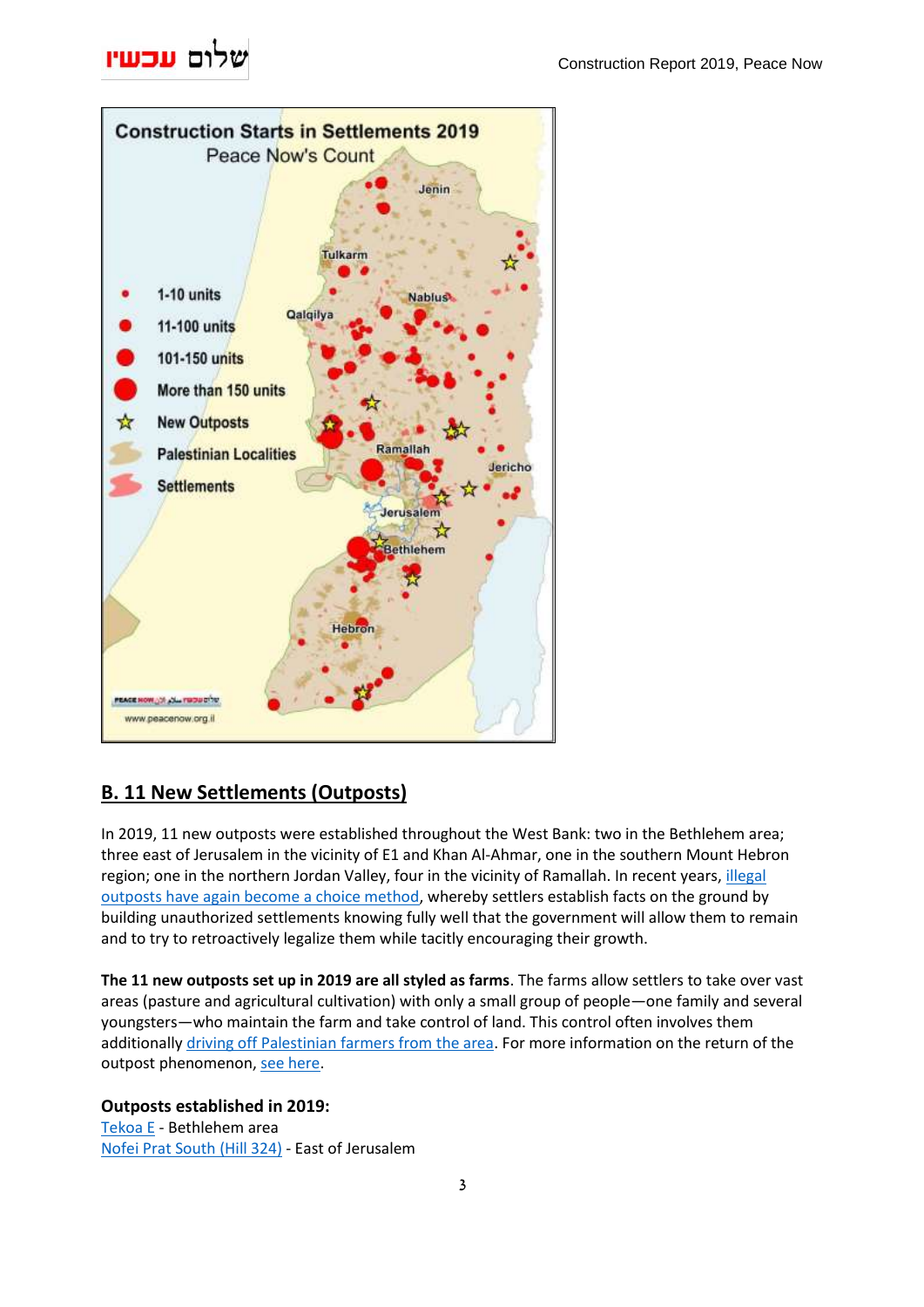## B. 11 New Settlements (Outposts)

In 2019, 11 new outposts were established throughout the West Bank: two in the Bethlehem area; three east of Jerusalem in the vicinity of E1 and Khan Al-Ahmar, one in the southern Mount Hebron region; one in the northern Jordan Valley, four in the vicinity of Ramallah. In recent years, illegal outposts have again become a choice method, whereby settlers establish facts on the ground by building unauthorized settlements knowing fully well that the government will allow them to remain and to try to retroactively legalize them while tacitly encouraging their growth.

**The 11 new outposts set up in 2019 are all styled as farms**. The farms allow settlers to take over vast areas (pasture and agricultural cultivation) with only a small group of people—one family and several youngsters—who maintain the farm and take control of land. This control often involves them additionally driving off Palestinian farmers from the area. For more information on the return of the outpost phenomenon, see here.

**Outposts established in 2019:**

Tekoa E - Bethlehem area
Nofei Prat South (Hill 324) - East of Jerusalem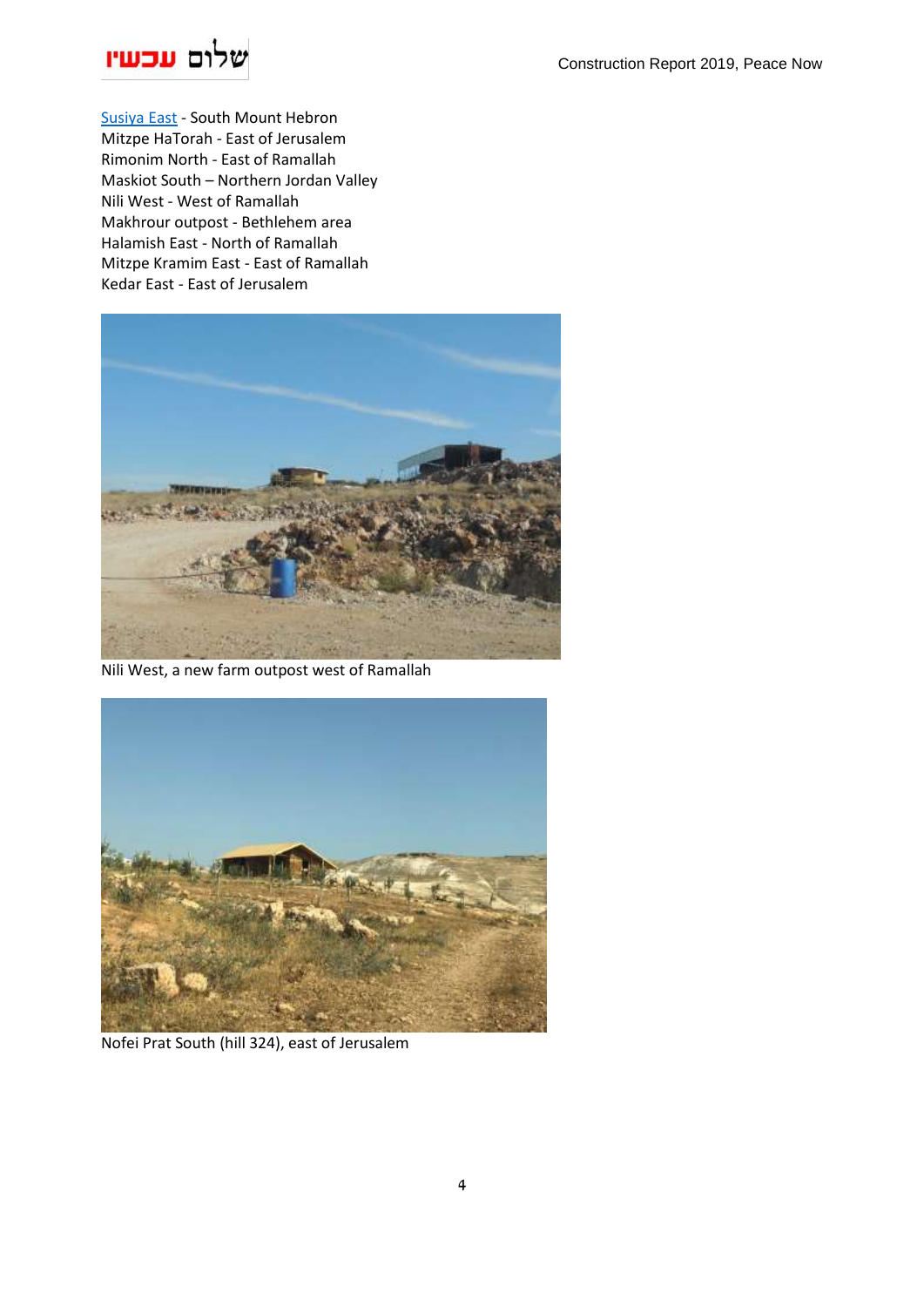[Susiya East](#) - South Mount Hebron
Mitzpe HaTorah - East of Jerusalem
Rimonim North - East of Ramallah
Maskiot South – Northern Jordan Valley
Nili West - West of Ramallah
Makhrour outpost - Bethlehem area
Halamish East - North of Ramallah
Mitzpe Kramim East - East of Ramallah
Kedar East - East of Jerusalem

Nili West, a new farm outpost west of Ramallah

Nofei Prat South (hill 324), east of Jerusalem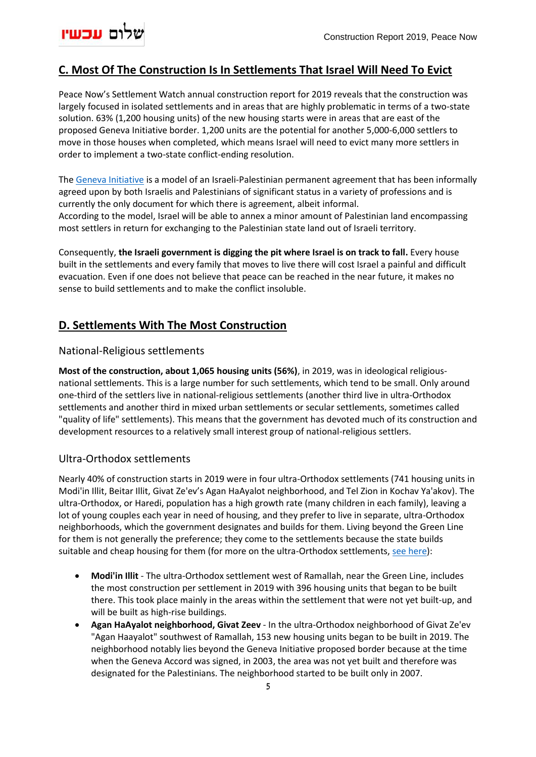## C. Most Of The Construction Is In Settlements That Israel Will Need To Evict

Peace Now's Settlement Watch annual construction report for 2019 reveals that the construction was largely focused in isolated settlements and in areas that are highly problematic in terms of a two-state solution. 63% (1,200 housing units) of the new housing starts were in areas that are east of the proposed Geneva Initiative border. 1,200 units are the potential for another 5,000-6,000 settlers to move in those houses when completed, which means Israel will need to evict many more settlers in order to implement a two-state conflict-ending resolution.

The Geneva Initiative is a model of an Israeli-Palestinian permanent agreement that has been informally agreed upon by both Israelis and Palestinians of significant status in a variety of professions and is currently the only document for which there is agreement, albeit informal.
According to the model, Israel will be able to annex a minor amount of Palestinian land encompassing most settlers in return for exchanging to the Palestinian state land out of Israeli territory.

Consequently, **the Israeli government is digging the pit where Israel is on track to fall.** Every house built in the settlements and every family that moves to live there will cost Israel a painful and difficult evacuation. Even if one does not believe that peace can be reached in the near future, it makes no sense to build settlements and to make the conflict insoluble.

## D. Settlements With The Most Construction

### National-Religious settlements

**Most of the construction, about 1,065 housing units (56%)**, in 2019, was in ideological religious-national settlements. This is a large number for such settlements, which tend to be small. Only around one-third of the settlers live in national-religious settlements (another third live in ultra-Orthodox settlements and another third in mixed urban settlements or secular settlements, sometimes called "quality of life" settlements). This means that the government has devoted much of its construction and development resources to a relatively small interest group of national-religious settlers.

### Ultra-Orthodox settlements

Nearly 40% of construction starts in 2019 were in four ultra-Orthodox settlements (741 housing units in Modi'in Illit, Beitar Illit, Givat Ze'ev's Agan HaAyalot neighborhood, and Tel Zion in Kochav Ya'akov). The ultra-Orthodox, or Haredi, population has a high growth rate (many children in each family), leaving a lot of young couples each year in need of housing, and they prefer to live in separate, ultra-Orthodox neighborhoods, which the government designates and builds for them. Living beyond the Green Line for them is not generally the preference; they come to the settlements because the state builds suitable and cheap housing for them (for more on the ultra-Orthodox settlements, see here):

- **Modi'in Illit** - The ultra-Orthodox settlement west of Ramallah, near the Green Line, includes the most construction per settlement in 2019 with 396 housing units that began to be built there. This took place mainly in the areas within the settlement that were not yet built-up, and will be built as high-rise buildings.
- **Agan HaAyalot neighborhood, Givat Zeev** - In the ultra-Orthodox neighborhood of Givat Ze'ev "Agan Haayalot" southwest of Ramallah, 153 new housing units began to be built in 2019. The neighborhood notably lies beyond the Geneva Initiative proposed border because at the time when the Geneva Accord was signed, in 2003, the area was not yet built and therefore was designated for the Palestinians. The neighborhood started to be built only in 2007.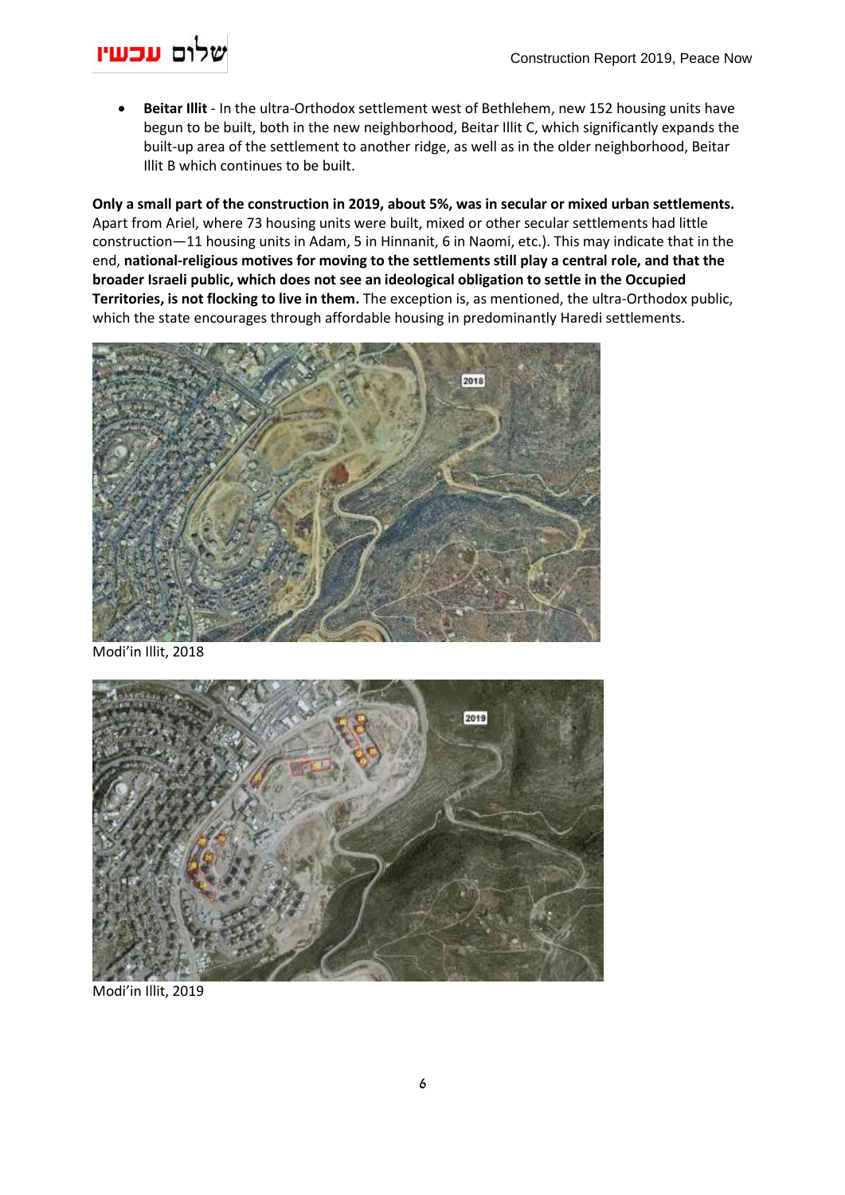- **Beitar Illit** - In the ultra-Orthodox settlement west of Bethlehem, new 152 housing units have begun to be built, both in the new neighborhood, Beitar Illit C, which significantly expands the built-up area of the settlement to another ridge, as well as in the older neighborhood, Beitar Illit B which continues to be built.

**Only a small part of the construction in 2019, about 5%, was in secular or mixed urban settlements.** Apart from Ariel, where 73 housing units were built, mixed or other secular settlements had little construction—11 housing units in Adam, 5 in Hinnanit, 6 in Naomi, etc.). This may indicate that in the end, **national-religious motives for moving to the settlements still play a central role, and that the broader Israeli public, which does not see an ideological obligation to settle in the Occupied Territories, is not flocking to live in them.** The exception is, as mentioned, the ultra-Orthodox public, which the state encourages through affordable housing in predominantly Haredi settlements.

Modi'in Illit, 2018

Modi'in Illit, 2019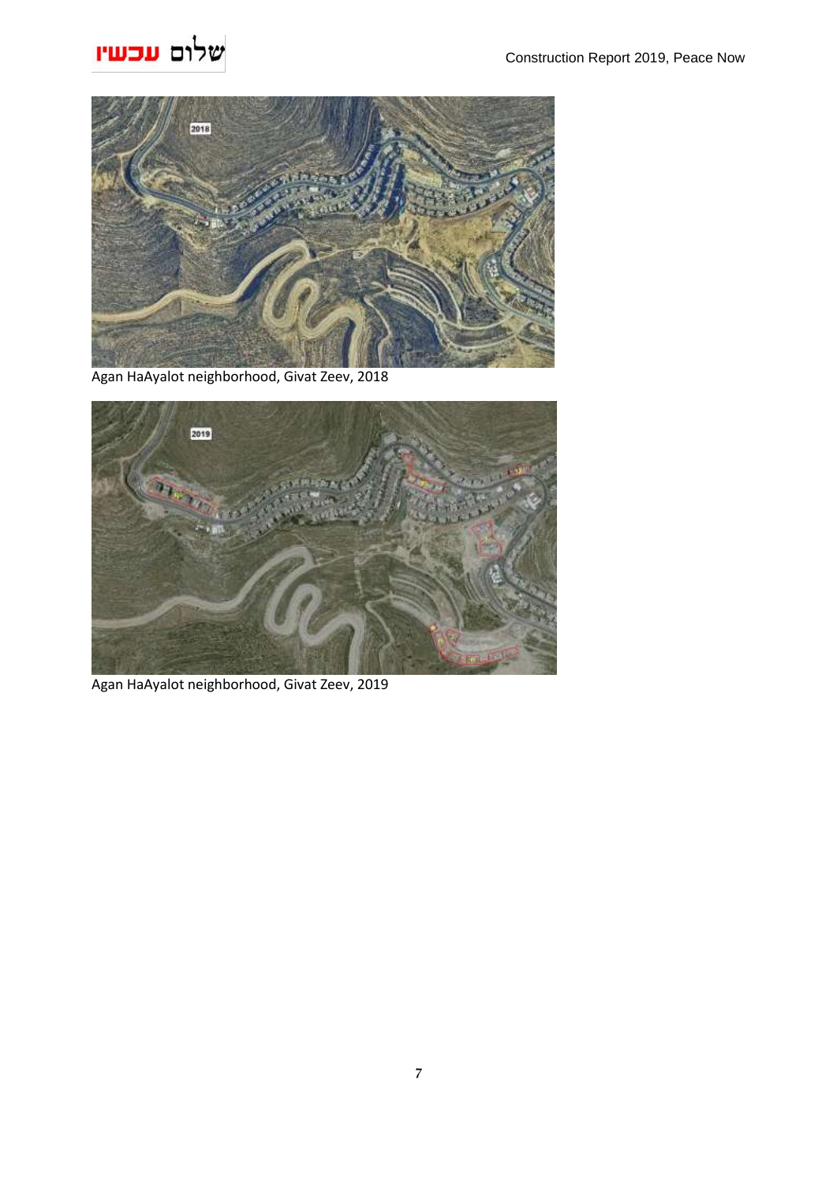Agan HaAyalot neighborhood, Givat Zeev, 2018

Agan HaAyalot neighborhood, Givat Zeev, 2019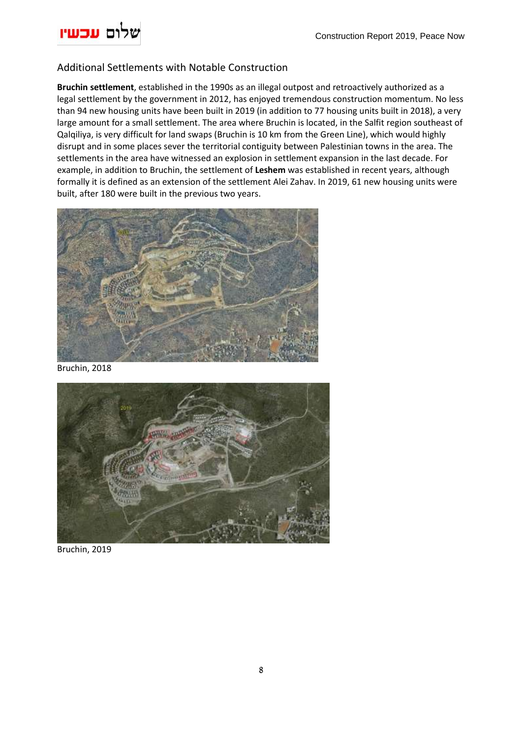## Additional Settlements with Notable Construction

**Bruchin settlement**, established in the 1990s as an illegal outpost and retroactively authorized as a legal settlement by the government in 2012, has enjoyed tremendous construction momentum. No less than 94 new housing units have been built in 2019 (in addition to 77 housing units built in 2018), a very large amount for a small settlement. The area where Bruchin is located, in the Salfit region southeast of Qalqiliya, is very difficult for land swaps (Bruchin is 10 km from the Green Line), which would highly disrupt and in some places sever the territorial contiguity between Palestinian towns in the area. The settlements in the area have witnessed an explosion in settlement expansion in the last decade. For example, in addition to Bruchin, the settlement of **Leshem** was established in recent years, although formally it is defined as an extension of the settlement Alei Zahav. In 2019, 61 new housing units were built, after 180 were built in the previous two years.

Bruchin, 2018

Bruchin, 2019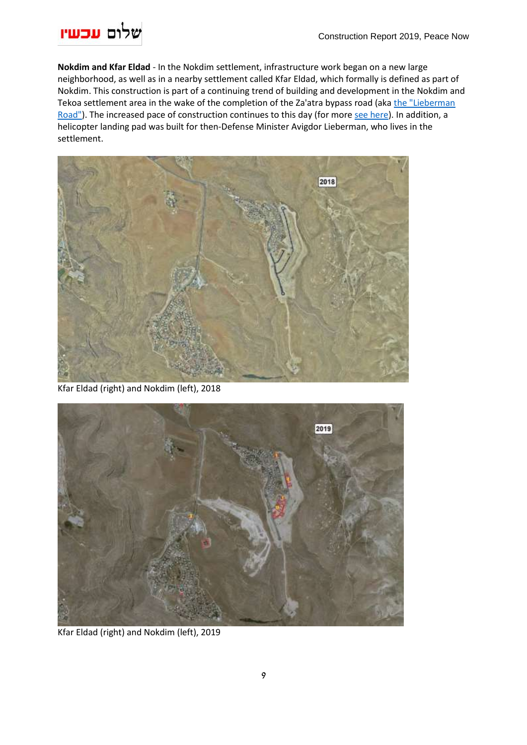**Nokdim and Kfar Eldad** - In the Nokdim settlement, infrastructure work began on a new large neighborhood, as well as in a nearby settlement called Kfar Eldad, which formally is defined as part of Nokdim. This construction is part of a continuing trend of building and development in the Nokdim and Tekoa settlement area in the wake of the completion of the Za'atra bypass road (aka the "Lieberman Road"). The increased pace of construction continues to this day (for more see here). In addition, a helicopter landing pad was built for then-Defense Minister Avigdor Lieberman, who lives in the settlement.

Kfar Eldad (right) and Nokdim (left), 2018

Kfar Eldad (right) and Nokdim (left), 2019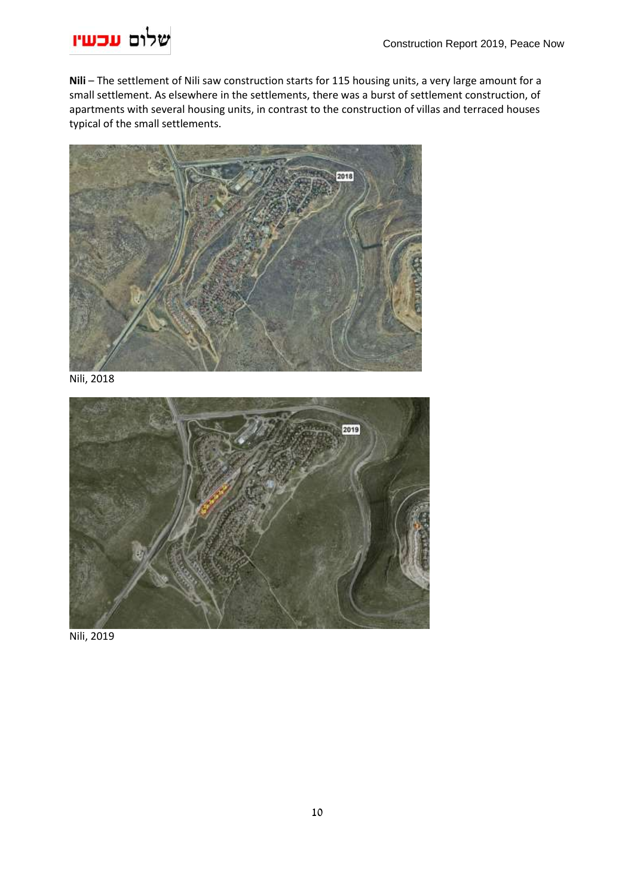**Nili** – The settlement of Nili saw construction starts for 115 housing units, a very large amount for a small settlement. As elsewhere in the settlements, there was a burst of settlement construction, of apartments with several housing units, in contrast to the construction of villas and terraced houses typical of the small settlements.

Nili, 2018

Nili, 2019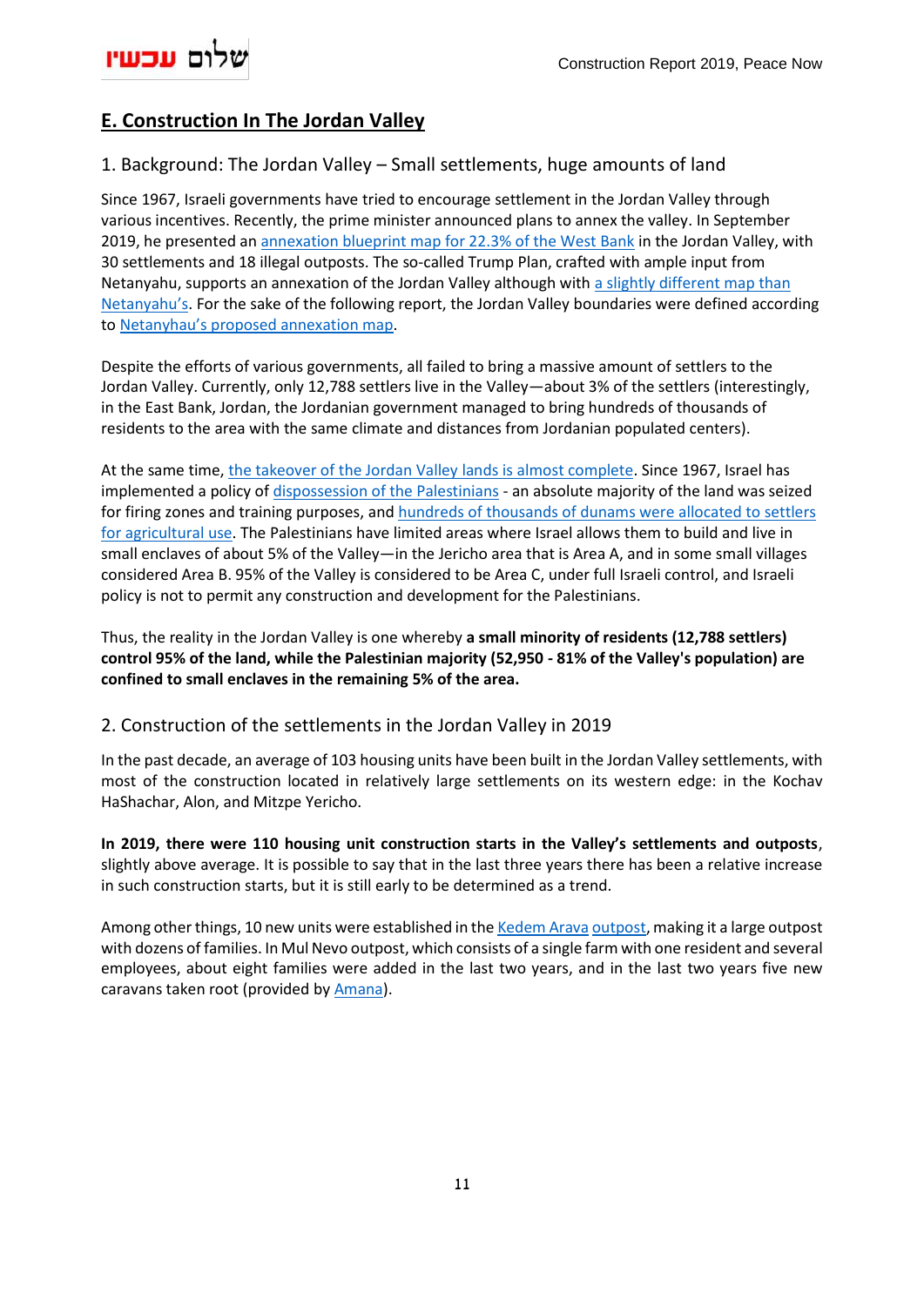## E. Construction In The Jordan Valley

### 1. Background: The Jordan Valley – Small settlements, huge amounts of land

Since 1967, Israeli governments have tried to encourage settlement in the Jordan Valley through various incentives. Recently, the prime minister announced plans to annex the valley. In September 2019, he presented an annexation blueprint map for 22.3% of the West Bank in the Jordan Valley, with 30 settlements and 18 illegal outposts. The so-called Trump Plan, crafted with ample input from Netanyahu, supports an annexation of the Jordan Valley although with a slightly different map than Netanyahu's. For the sake of the following report, the Jordan Valley boundaries were defined according to Netanyhau's proposed annexation map.

Despite the efforts of various governments, all failed to bring a massive amount of settlers to the Jordan Valley. Currently, only 12,788 settlers live in the Valley—about 3% of the settlers (interestingly, in the East Bank, Jordan, the Jordanian government managed to bring hundreds of thousands of residents to the area with the same climate and distances from Jordanian populated centers).

At the same time, the takeover of the Jordan Valley lands is almost complete. Since 1967, Israel has implemented a policy of dispossession of the Palestinians - an absolute majority of the land was seized for firing zones and training purposes, and hundreds of thousands of dunams were allocated to settlers for agricultural use. The Palestinians have limited areas where Israel allows them to build and live in small enclaves of about 5% of the Valley—in the Jericho area that is Area A, and in some small villages considered Area B. 95% of the Valley is considered to be Area C, under full Israeli control, and Israeli policy is not to permit any construction and development for the Palestinians.

Thus, the reality in the Jordan Valley is one whereby **a small minority of residents (12,788 settlers) control 95% of the land, while the Palestinian majority (52,950 - 81% of the Valley's population) are confined to small enclaves in the remaining 5% of the area.**

### 2. Construction of the settlements in the Jordan Valley in 2019

In the past decade, an average of 103 housing units have been built in the Jordan Valley settlements, with most of the construction located in relatively large settlements on its western edge: in the Kochav HaShachar, Alon, and Mitzpe Yericho.

**In 2019, there were 110 housing unit construction starts in the Valley's settlements and outposts**, slightly above average. It is possible to say that in the last three years there has been a relative increase in such construction starts, but it is still early to be determined as a trend.

Among other things, 10 new units were established in the Kedem Arava outpost, making it a large outpost with dozens of families. In Mul Nevo outpost, which consists of a single farm with one resident and several employees, about eight families were added in the last two years, and in the last two years five new caravans taken root (provided by Amana).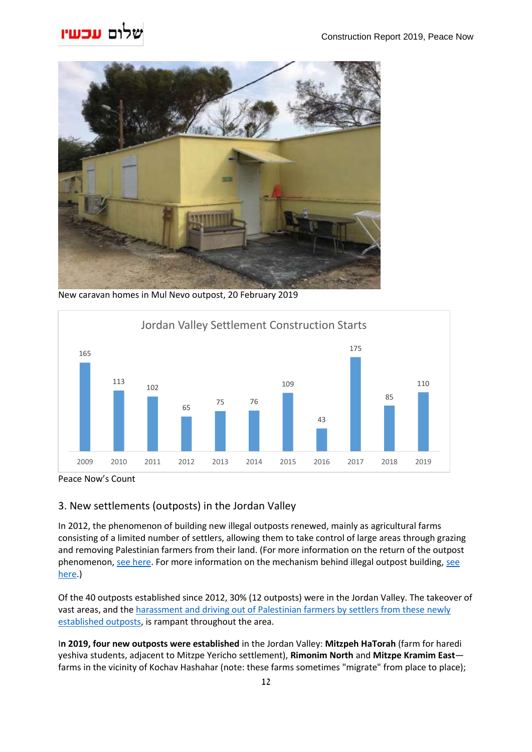New caravan homes in Mul Nevo outpost, 20 February 2019

**Jordan Valley Settlement Construction Starts**

| Year | Construction Starts |
|---|---|
| 2009 | 165 |
| 2010 | 113 |
| 2011 | 102 |
| 2012 | 65 |
| 2013 | 75 |
| 2014 | 76 |
| 2015 | 109 |
| 2016 | 43 |
| 2017 | 175 |
| 2018 | 85 |
| 2019 | 110 |

Peace Now's Count

## 3. New settlements (outposts) in the Jordan Valley

In 2012, the phenomenon of building new illegal outposts renewed, mainly as agricultural farms consisting of a limited number of settlers, allowing them to take control of large areas through grazing and removing Palestinian farmers from their land. (For more information on the return of the outpost phenomenon, see here. For more information on the mechanism behind illegal outpost building, see here.)

Of the 40 outposts established since 2012, 30% (12 outposts) were in the Jordan Valley. The takeover of vast areas, and the harassment and driving out of Palestinian farmers by settlers from these newly established outposts, is rampant throughout the area.

I**n 2019, four new outposts were established** in the Jordan Valley: **Mitzpeh HaTorah** (farm for haredi yeshiva students, adjacent to Mitzpe Yericho settlement), **Rimonim North** and **Mitzpe Kramim East**—farms in the vicinity of Kochav Hashahar (note: these farms sometimes "migrate" from place to place);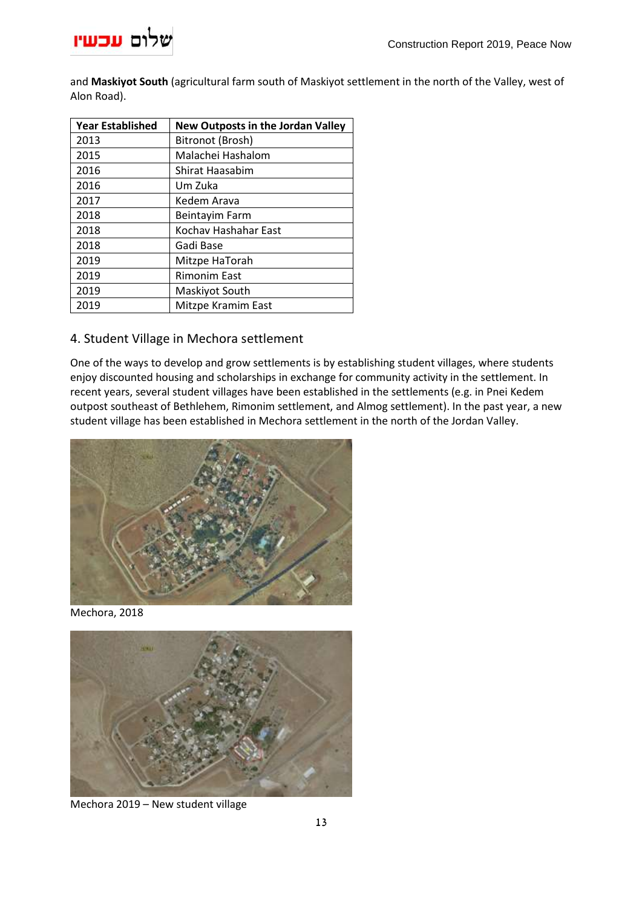and **Maskiyot South** (agricultural farm south of Maskiyot settlement in the north of the Valley, west of Alon Road).

| Year Established | New Outposts in the Jordan Valley |
|---|---|
| 2013 | Bitronot (Brosh) |
| 2015 | Malachei Hashalom |
| 2016 | Shirat Haasabim |
| 2016 | Um Zuka |
| 2017 | Kedem Arava |
| 2018 | Beintayim Farm |
| 2018 | Kochav Hashahar East |
| 2018 | Gadi Base |
| 2019 | Mitzpe HaTorah |
| 2019 | Rimonim East |
| 2019 | Maskiyot South |
| 2019 | Mitzpe Kramim East |

## 4. Student Village in Mechora settlement

One of the ways to develop and grow settlements is by establishing student villages, where students enjoy discounted housing and scholarships in exchange for community activity in the settlement. In recent years, several student villages have been established in the settlements (e.g. in Pnei Kedem outpost southeast of Bethlehem, Rimonim settlement, and Almog settlement). In the past year, a new student village has been established in Mechora settlement in the north of the Jordan Valley.

Mechora, 2018

Mechora 2019 – New student village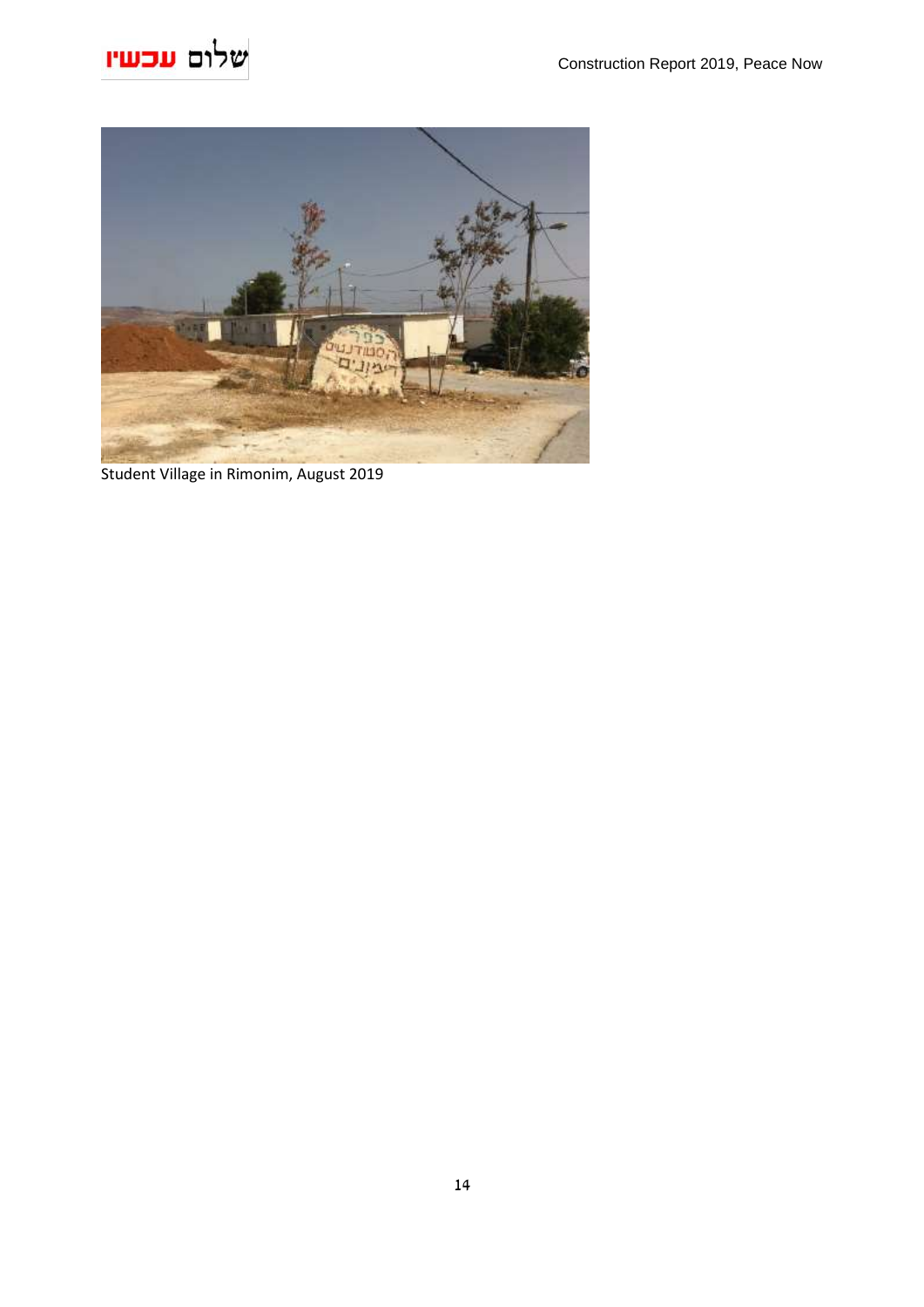Student Village in Rimonim, August 2019